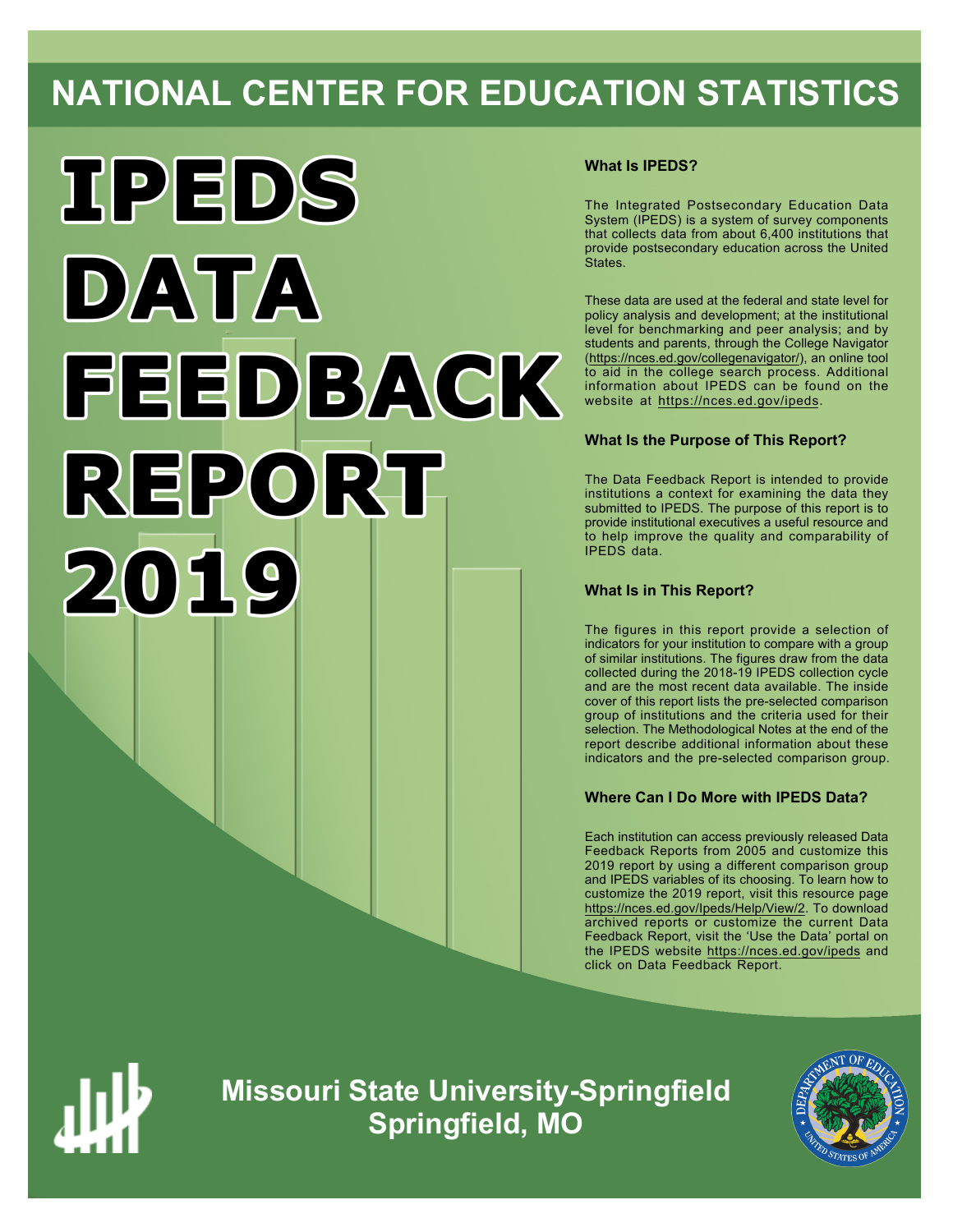# NATIONAL CENTER FOR EDUCATION STATISTICS

# IPEDS DATA FEEDBACK REPORT 2019

### What Is IPEDS?

The Integrated Postsecondary Education Data System (IPEDS) is a system of survey components that collects data from about 6,400 institutions that provide postsecondary education across the United States.

These data are used at the federal and state level for policy analysis and development; at the institutional level for benchmarking and peer analysis; and by students and parents, through the College Navigator (https://nces.ed.gov/collegenavigator/), an online tool to aid in the college search process. Additional information about IPEDS can be found on the website at https://nces.ed.gov/ipeds.

### What Is the Purpose of This Report?

The Data Feedback Report is intended to provide institutions a context for examining the data they submitted to IPEDS. The purpose of this report is to provide institutional executives a useful resource and to help improve the quality and comparability of IPEDS data.

### What Is in This Report?

The figures in this report provide a selection of indicators for your institution to compare with a group of similar institutions. The figures draw from the data collected during the 2018-19 IPEDS collection cycle and are the most recent data available. The inside cover of this report lists the pre-selected comparison group of institutions and the criteria used for their selection. The Methodological Notes at the end of the report describe additional information about these indicators and the pre-selected comparison group.

### Where Can I Do More with IPEDS Data?

Each institution can access previously released Data Feedback Reports from 2005 and customize this 2019 report by using a different comparison group and IPEDS variables of its choosing. To learn how to customize the 2019 report, visit this resource page https://nces.ed.gov/Ipeds/Help/View/2. To download archived reports or customize the current Data Feedback Report, visit the 'Use the Data' portal on the IPEDS website https://nces.ed.gov/ipeds and click on Data Feedback Report.

## Missouri State University-Springfield
## Springfield, MO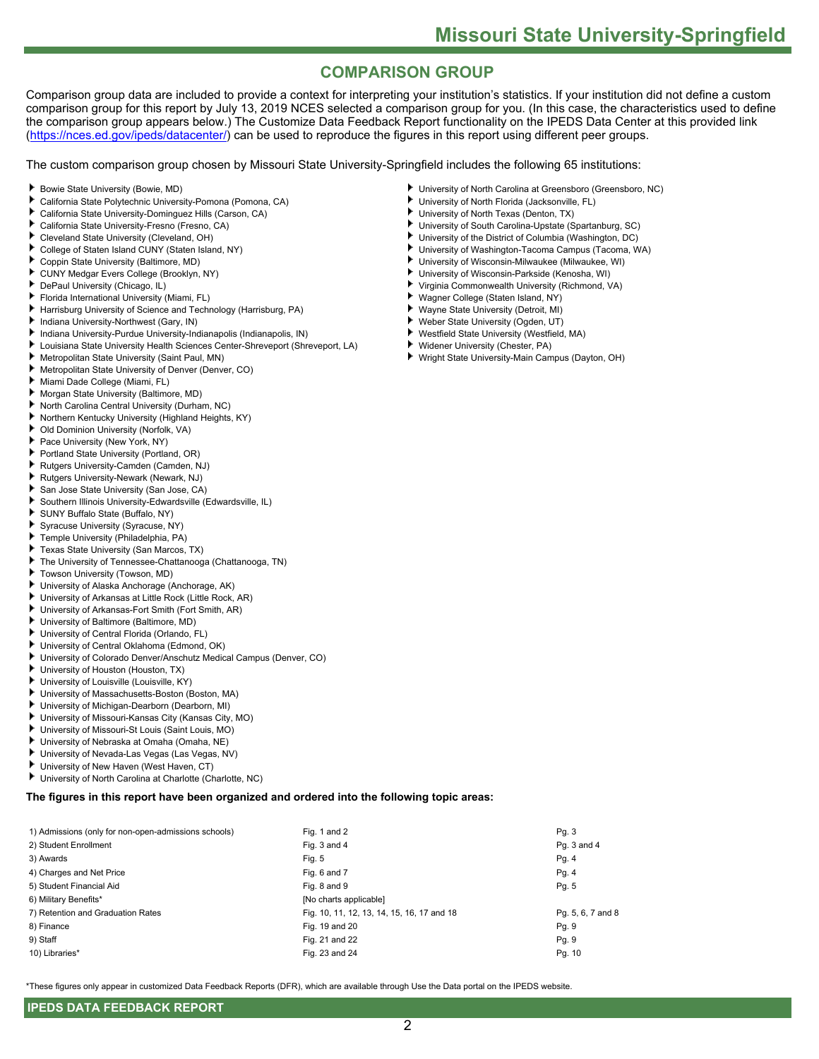# Missouri State University-Springfield

## COMPARISON GROUP

Comparison group data are included to provide a context for interpreting your institution's statistics. If your institution did not define a custom comparison group for this report by July 13, 2019 NCES selected a comparison group for you. (In this case, the characteristics used to define the comparison group appears below.) The Customize Data Feedback Report functionality on the IPEDS Data Center at this provided link (https://nces.ed.gov/ipeds/datacenter/) can be used to reproduce the figures in this report using different peer groups.

The custom comparison group chosen by Missouri State University-Springfield includes the following 65 institutions:

- Bowie State University (Bowie, MD)
- California State Polytechnic University-Pomona (Pomona, CA)
- California State University-Dominguez Hills (Carson, CA)
- California State University-Fresno (Fresno, CA)
- Cleveland State University (Cleveland, OH)
- College of Staten Island CUNY (Staten Island, NY)
- Coppin State University (Baltimore, MD)
- CUNY Medgar Evers College (Brooklyn, NY)
- DePaul University (Chicago, IL)
- Florida International University (Miami, FL)
- Harrisburg University of Science and Technology (Harrisburg, PA)
- Indiana University-Northwest (Gary, IN)
- Indiana University-Purdue University-Indianapolis (Indianapolis, IN)
- Louisiana State University Health Sciences Center-Shreveport (Shreveport, LA)
- Metropolitan State University (Saint Paul, MN)
- Metropolitan State University of Denver (Denver, CO)
- Miami Dade College (Miami, FL)
- Morgan State University (Baltimore, MD)
- North Carolina Central University (Durham, NC)
- Northern Kentucky University (Highland Heights, KY)
- Old Dominion University (Norfolk, VA)
- Pace University (New York, NY)
- Portland State University (Portland, OR)
- Rutgers University-Camden (Camden, NJ)
- Rutgers University-Newark (Newark, NJ)
- San Jose State University (San Jose, CA)
- Southern Illinois University-Edwardsville (Edwardsville, IL)
- SUNY Buffalo State (Buffalo, NY)
- Syracuse University (Syracuse, NY)
- Temple University (Philadelphia, PA)
- Texas State University (San Marcos, TX)
- The University of Tennessee-Chattanooga (Chattanooga, TN)
- Towson University (Towson, MD)
- University of Alaska Anchorage (Anchorage, AK)
- University of Arkansas at Little Rock (Little Rock, AR)
- University of Arkansas-Fort Smith (Fort Smith, AR)
- University of Baltimore (Baltimore, MD)
- University of Central Florida (Orlando, FL)
- University of Central Oklahoma (Edmond, OK)
- University of Colorado Denver/Anschutz Medical Campus (Denver, CO)
- University of Houston (Houston, TX)
- University of Louisville (Louisville, KY)
- University of Massachusetts-Boston (Boston, MA)
- University of Michigan-Dearborn (Dearborn, MI)
- University of Missouri-Kansas City (Kansas City, MO)
- University of Missouri-St Louis (Saint Louis, MO)
- University of Nebraska at Omaha (Omaha, NE)
- University of Nevada-Las Vegas (Las Vegas, NV)
- University of New Haven (West Haven, CT)
- University of North Carolina at Charlotte (Charlotte, NC)
- University of North Carolina at Greensboro (Greensboro, NC)
- University of North Florida (Jacksonville, FL)
- University of North Texas (Denton, TX)
- University of South Carolina-Upstate (Spartanburg, SC)
- University of the District of Columbia (Washington, DC)
- University of Washington-Tacoma Campus (Tacoma, WA)
- University of Wisconsin-Milwaukee (Milwaukee, WI)
- University of Wisconsin-Parkside (Kenosha, WI)
- Virginia Commonwealth University (Richmond, VA)
- Wagner College (Staten Island, NY)
- Wayne State University (Detroit, MI)
- Weber State University (Ogden, UT)
- Westfield State University (Westfield, MA)
- Widener University (Chester, PA)
- Wright State University-Main Campus (Dayton, OH)

**The figures in this report have been organized and ordered into the following topic areas:**

| Topic area | Figures | Pages |
|---|---|---|
| 1) Admissions (only for non-open-admissions schools) | Fig. 1 and 2 | Pg. 3 |
| 2) Student Enrollment | Fig. 3 and 4 | Pg. 3 and 4 |
| 3) Awards | Fig. 5 | Pg. 4 |
| 4) Charges and Net Price | Fig. 6 and 7 | Pg. 4 |
| 5) Student Financial Aid | Fig. 8 and 9 | Pg. 5 |
| 6) Military Benefits* | [No charts applicable] | |
| 7) Retention and Graduation Rates | Fig. 10, 11, 12, 13, 14, 15, 16, 17 and 18 | Pg. 5, 6, 7 and 8 |
| 8) Finance | Fig. 19 and 20 | Pg. 9 |
| 9) Staff | Fig. 21 and 22 | Pg. 9 |
| 10) Libraries* | Fig. 23 and 24 | Pg. 10 |

*These figures only appear in customized Data Feedback Reports (DFR), which are available through Use the Data portal on the IPEDS website.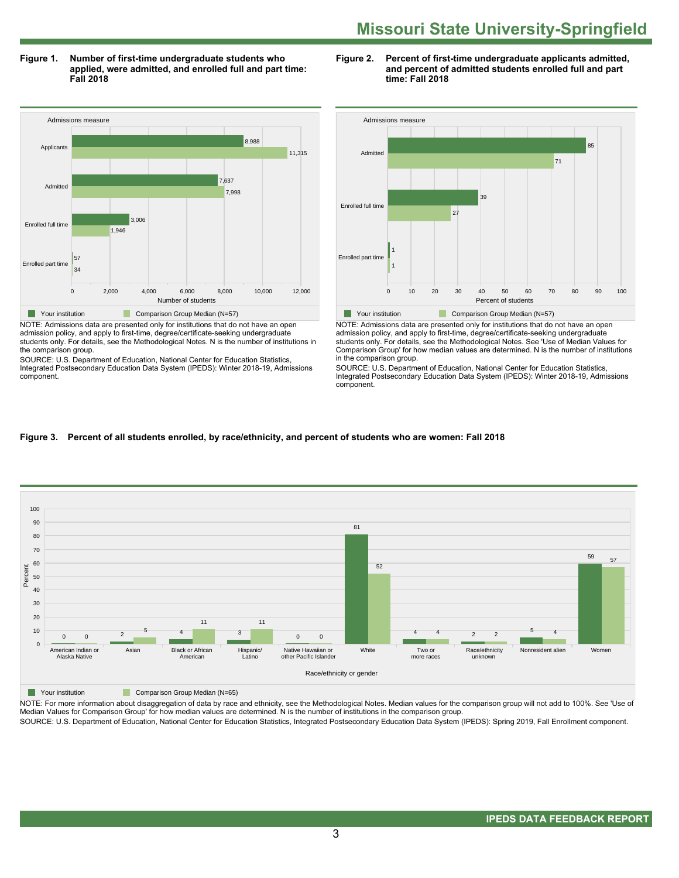# Missouri State University-Springfield

**Figure 1. Number of first-time undergraduate students who applied, were admitted, and enrolled full and part time: Fall 2018**

| Admissions measure | Your institution | Comparison Group Median (N=57) |
|---|---|---|
| Applicants | 8,988 | 11,315 |
| Admitted | 7,637 | 7,998 |
| Enrolled full time | 3,006 | 1,946 |
| Enrolled part time | 57 | 34 |

NOTE: Admissions data are presented only for institutions that do not have an open admission policy, and apply to first-time, degree/certificate-seeking undergraduate students only. For details, see the Methodological Notes. N is the number of institutions in the comparison group.

SOURCE: U.S. Department of Education, National Center for Education Statistics, Integrated Postsecondary Education Data System (IPEDS): Winter 2018-19, Admissions component.

**Figure 2. Percent of first-time undergraduate applicants admitted, and percent of admitted students enrolled full and part time: Fall 2018**

| Admissions measure | Your institution | Comparison Group Median (N=57) |
|---|---|---|
| Admitted | 85 | 71 |
| Enrolled full time | 39 | 27 |
| Enrolled part time | 1 | 1 |

NOTE: Admissions data are presented only for institutions that do not have an open admission policy, and apply to first-time, degree/certificate-seeking undergraduate students only. For details, see the Methodological Notes. See 'Use of Median Values for Comparison Group' for how median values are determined. N is the number of institutions in the comparison group.

SOURCE: U.S. Department of Education, National Center for Education Statistics, Integrated Postsecondary Education Data System (IPEDS): Winter 2018-19, Admissions component.

**Figure 3. Percent of all students enrolled, by race/ethnicity, and percent of students who are women: Fall 2018**

| Race/ethnicity or gender | Your institution | Comparison Group Median (N=65) |
|---|---|---|
| American Indian or Alaska Native | 0 | 0 |
| Asian | 2 | 5 |
| Black or African American | 4 | 11 |
| Hispanic/Latino | 3 | 11 |
| Native Hawaiian or other Pacific Islander | 0 | 0 |
| White | 81 | 52 |
| Two or more races | 4 | 4 |
| Race/ethnicity unknown | 2 | 2 |
| Nonresident alien | 5 | 4 |
| Women | 59 | 57 |

NOTE: For more information about disaggregation of data by race and ethnicity, see the Methodological Notes. Median values for the comparison group will not add to 100%. See 'Use of Median Values for Comparison Group' for how median values are determined. N is the number of institutions in the comparison group.

SOURCE: U.S. Department of Education, National Center for Education Statistics, Integrated Postsecondary Education Data System (IPEDS): Spring 2019, Fall Enrollment component.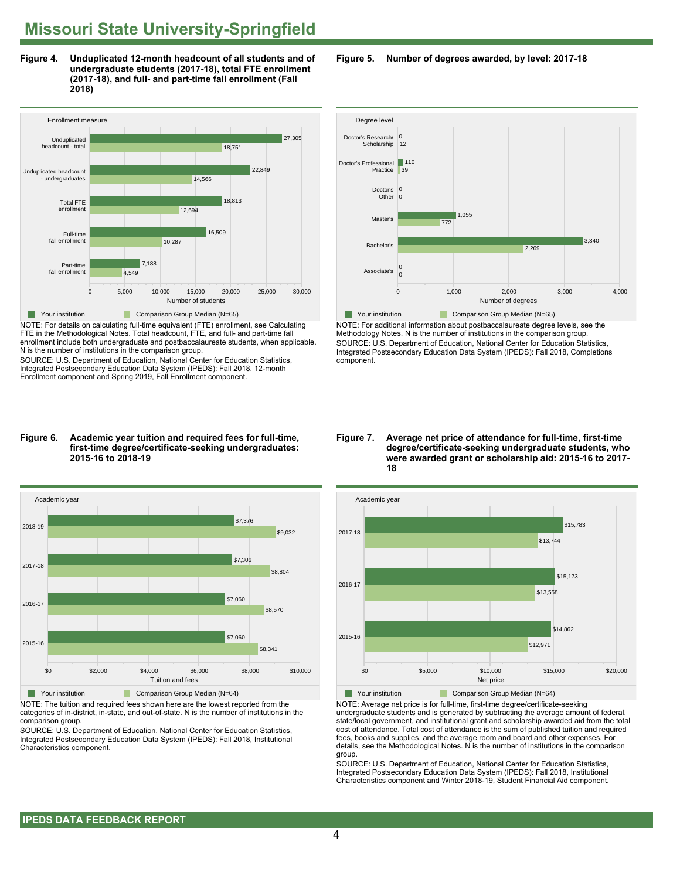# Missouri State University-Springfield

**Figure 4. Unduplicated 12-month headcount of all students and of undergraduate students (2017-18), total FTE enrollment (2017-18), and full- and part-time fall enrollment (Fall 2018)**

| Enrollment measure | Your institution | Comparison Group Median (N=65) |
|---|---|---|
| Unduplicated headcount - total | 27,305 | 18,751 |
| Unduplicated headcount - undergraduates | 22,849 | 14,566 |
| Total FTE enrollment | 18,813 | 12,694 |
| Full-time fall enrollment | 16,509 | 10,287 |
| Part-time fall enrollment | 7,188 | 4,549 |

NOTE: For details on calculating full-time equivalent (FTE) enrollment, see Calculating FTE in the Methodological Notes. Total headcount, FTE, and full- and part-time fall enrollment include both undergraduate and postbaccalaureate students, when applicable. N is the number of institutions in the comparison group.

SOURCE: U.S. Department of Education, National Center for Education Statistics, Integrated Postsecondary Education Data System (IPEDS): Fall 2018, 12-month Enrollment component and Spring 2019, Fall Enrollment component.

**Figure 5. Number of degrees awarded, by level: 2017-18**

| Degree level | Your institution | Comparison Group Median (N=65) |
|---|---|---|
| Doctor's Research/ Scholarship | 0 | 12 |
| Doctor's Professional Practice | 110 | 39 |
| Doctor's Other | 0 | 0 |
| Master's | 1,055 | 772 |
| Bachelor's | 3,340 | 2,269 |
| Associate's | 0 | 0 |

NOTE: For additional information about postbaccalaureate degree levels, see the Methodology Notes. N is the number of institutions in the comparison group.

SOURCE: U.S. Department of Education, National Center for Education Statistics, Integrated Postsecondary Education Data System (IPEDS): Fall 2018, Completions component.

**Figure 6. Academic year tuition and required fees for full-time, first-time degree/certificate-seeking undergraduates: 2015-16 to 2018-19**

| Academic year | Your institution | Comparison Group Median (N=64) |
|---|---|---|
| 2018-19 | $7,376 | $9,032 |
| 2017-18 | $7,306 | $8,804 |
| 2016-17 | $7,060 | $8,570 |
| 2015-16 | $7,060 | $8,341 |

NOTE: The tuition and required fees shown here are the lowest reported from the categories of in-district, in-state, and out-of-state. N is the number of institutions in the comparison group.

SOURCE: U.S. Department of Education, National Center for Education Statistics, Integrated Postsecondary Education Data System (IPEDS): Fall 2018, Institutional Characteristics component.

**Figure 7. Average net price of attendance for full-time, first-time degree/certificate-seeking undergraduate students, who were awarded grant or scholarship aid: 2015-16 to 2017-18**

| Academic year | Your institution | Comparison Group Median (N=64) |
|---|---|---|
| 2017-18 | $15,783 | $13,744 |
| 2016-17 | $15,173 | $13,558 |
| 2015-16 | $14,862 | $12,971 |

NOTE: Average net price is for full-time, first-time degree/certificate-seeking undergraduate students and is generated by subtracting the average amount of federal, state/local government, and institutional grant and scholarship awarded aid from the total cost of attendance. Total cost of attendance is the sum of published tuition and required fees, books and supplies, and the average room and board and other expenses. For details, see the Methodological Notes. N is the number of institutions in the comparison group.

SOURCE: U.S. Department of Education, National Center for Education Statistics, Integrated Postsecondary Education Data System (IPEDS): Fall 2018, Institutional Characteristics component and Winter 2018-19, Student Financial Aid component.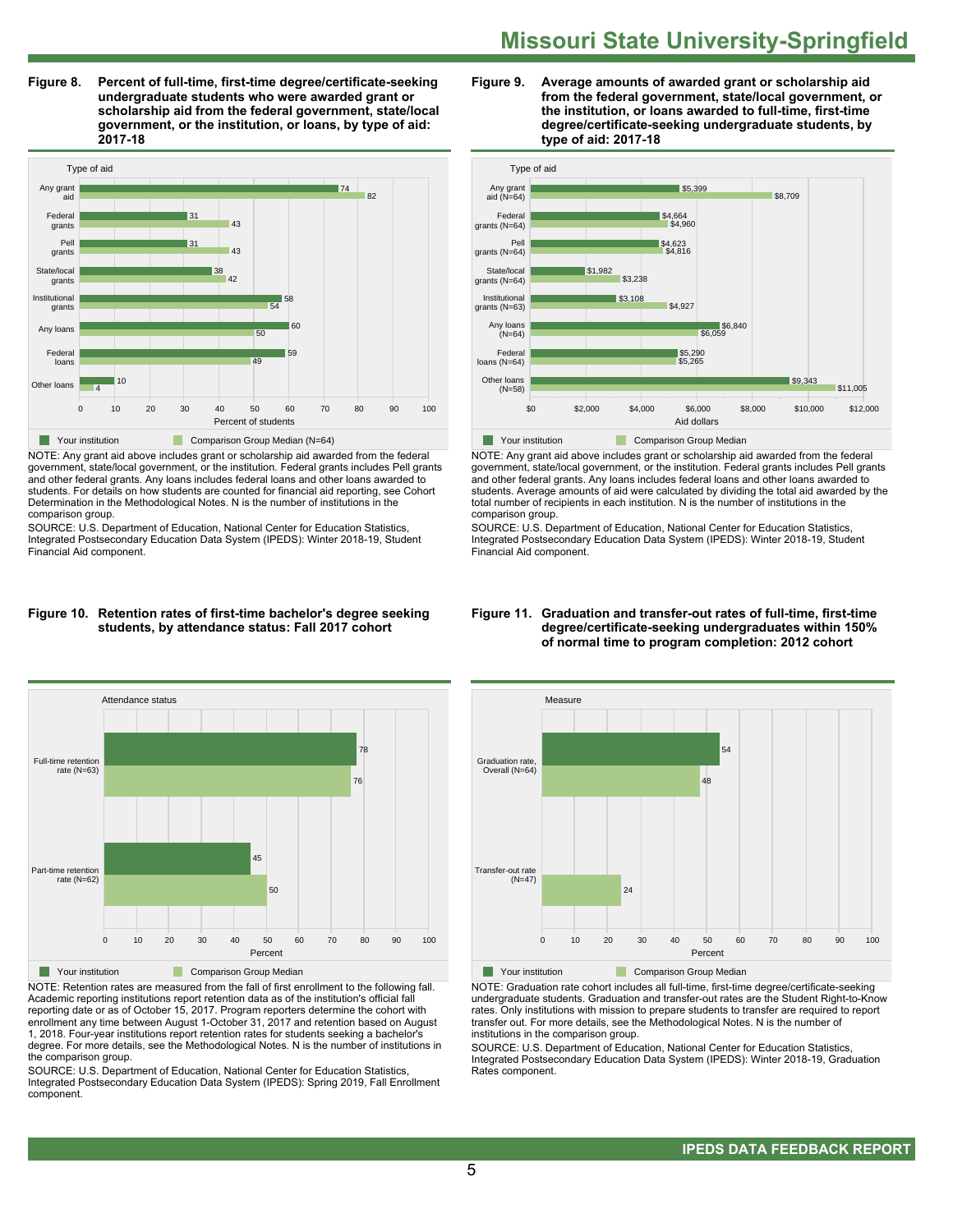# Missouri State University-Springfield

**Figure 8. Percent of full-time, first-time degree/certificate-seeking undergraduate students who were awarded grant or scholarship aid from the federal government, state/local government, or the institution, or loans, by type of aid: 2017-18**

| Type of aid | Your institution | Comparison Group Median (N=64) |
|---|---|---|
| Any grant aid | 74 | 82 |
| Federal grants | 31 | 43 |
| Pell grants | 31 | 43 |
| State/local grants | 38 | 42 |
| Institutional grants | 58 | 54 |
| Any loans | 60 | 50 |
| Federal loans | 59 | 49 |
| Other loans | 10 | 4 |

NOTE: Any grant aid above includes grant or scholarship aid awarded from the federal government, state/local government, or the institution. Federal grants includes Pell grants and other federal grants. Any loans includes federal loans and other loans awarded to students. For details on how students are counted for financial aid reporting, see Cohort Determination in the Methodological Notes. N is the number of institutions in the comparison group.

SOURCE: U.S. Department of Education, National Center for Education Statistics, Integrated Postsecondary Education Data System (IPEDS): Winter 2018-19, Student Financial Aid component.

**Figure 9. Average amounts of awarded grant or scholarship aid from the federal government, state/local government, or the institution, or loans awarded to full-time, first-time degree/certificate-seeking undergraduate students, by type of aid: 2017-18**

| Type of aid | Your institution | Comparison Group Median |
|---|---|---|
| Any grant aid (N=64) | $5,399 | $8,709 |
| Federal grants (N=64) | $4,664 | $4,960 |
| Pell grants (N=64) | $4,623 | $4,816 |
| State/local grants (N=64) | $1,982 | $3,238 |
| Institutional grants (N=63) | $3,108 | $4,927 |
| Any loans (N=64) | $6,840 | $6,059 |
| Federal loans (N=64) | $5,290 | $5,265 |
| Other loans (N=58) | $9,343 | $11,005 |

NOTE: Any grant aid above includes grant or scholarship aid awarded from the federal government, state/local government, or the institution. Federal grants includes Pell grants and other federal grants. Any loans includes federal loans and other loans awarded to students. Average amounts of aid were calculated by dividing the total aid awarded by the total number of recipients in each institution. N is the number of institutions in the comparison group.

SOURCE: U.S. Department of Education, National Center for Education Statistics, Integrated Postsecondary Education Data System (IPEDS): Winter 2018-19, Student Financial Aid component.

**Figure 10. Retention rates of first-time bachelor's degree seeking students, by attendance status: Fall 2017 cohort**

| Attendance status | Your institution | Comparison Group Median |
|---|---|---|
| Full-time retention rate (N=63) | 78 | 76 |
| Part-time retention rate (N=62) | 45 | 50 |

NOTE: Retention rates are measured from the fall of first enrollment to the following fall. Academic reporting institutions report retention data as of the institution's official fall reporting date or as of October 15, 2017. Program reporters determine the cohort with enrollment any time between August 1-October 31, 2017 and retention based on August 1, 2018. Four-year institutions report retention rates for students seeking a bachelor's degree. For more details, see the Methodological Notes. N is the number of institutions in the comparison group.

SOURCE: U.S. Department of Education, National Center for Education Statistics, Integrated Postsecondary Education Data System (IPEDS): Spring 2019, Fall Enrollment component.

**Figure 11. Graduation and transfer-out rates of full-time, first-time degree/certificate-seeking undergraduates within 150% of normal time to program completion: 2012 cohort**

| Measure | Your institution | Comparison Group Median |
|---|---|---|
| Graduation rate, Overall (N=64) | 54 | 48 |
| Transfer-out rate (N=47) | | 24 |

NOTE: Graduation rate cohort includes all full-time, first-time degree/certificate-seeking undergraduate students. Graduation and transfer-out rates are the Student Right-to-Know rates. Only institutions with mission to prepare students to transfer are required to report transfer out. For more details, see the Methodological Notes. N is the number of institutions in the comparison group.

SOURCE: U.S. Department of Education, National Center for Education Statistics, Integrated Postsecondary Education Data System (IPEDS): Winter 2018-19, Graduation Rates component.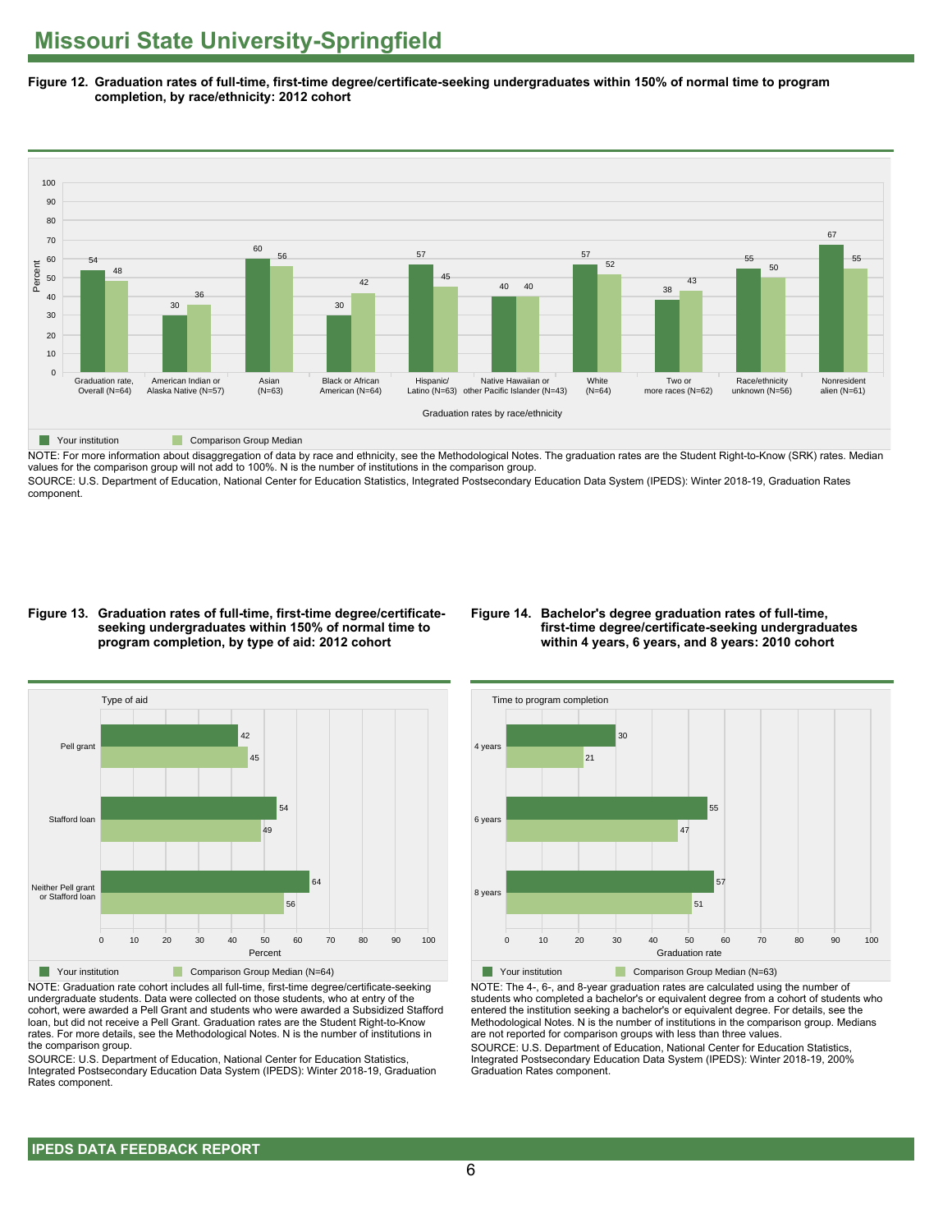# Missouri State University-Springfield

**Figure 12. Graduation rates of full-time, first-time degree/certificate-seeking undergraduates within 150% of normal time to program completion, by race/ethnicity: 2012 cohort**

| Graduation rates by race/ethnicity | Your institution | Comparison Group Median |
|---|---|---|
| Graduation rate, Overall (N=64) | 54 | 48 |
| American Indian or Alaska Native (N=57) | 30 | 36 |
| Asian (N=63) | 60 | 56 |
| Black or African American (N=64) | 30 | 42 |
| Hispanic/ Latino (N=63) | 57 | 45 |
| Native Hawaiian or other Pacific Islander (N=43) | 40 | 40 |
| White (N=64) | 57 | 52 |
| Two or more races (N=62) | 38 | 43 |
| Race/ethnicity unknown (N=56) | 55 | 50 |
| Nonresident alien (N=61) | 67 | 55 |

NOTE: For more information about disaggregation of data by race and ethnicity, see the Methodological Notes. The graduation rates are the Student Right-to-Know (SRK) rates. Median values for the comparison group will not add to 100%. N is the number of institutions in the comparison group.

SOURCE: U.S. Department of Education, National Center for Education Statistics, Integrated Postsecondary Education Data System (IPEDS): Winter 2018-19, Graduation Rates component.

**Figure 13. Graduation rates of full-time, first-time degree/certificate-seeking undergraduates within 150% of normal time to program completion, by type of aid: 2012 cohort**

| Type of aid | Your institution | Comparison Group Median (N=64) |
|---|---|---|
| Pell grant | 42 | 45 |
| Stafford loan | 54 | 49 |
| Neither Pell grant or Stafford loan | 64 | 56 |

NOTE: Graduation rate cohort includes all full-time, first-time degree/certificate-seeking undergraduate students. Data were collected on those students, who at entry of the cohort, were awarded a Pell Grant and students who were awarded a Subsidized Stafford loan, but did not receive a Pell Grant. Graduation rates are the Student Right-to-Know rates. For more details, see the Methodological Notes. N is the number of institutions in the comparison group.

SOURCE: U.S. Department of Education, National Center for Education Statistics, Integrated Postsecondary Education Data System (IPEDS): Winter 2018-19, Graduation Rates component.

**Figure 14. Bachelor's degree graduation rates of full-time, first-time degree/certificate-seeking undergraduates within 4 years, 6 years, and 8 years: 2010 cohort**

| Time to program completion | Your institution | Comparison Group Median (N=63) |
|---|---|---|
| 4 years | 30 | 21 |
| 6 years | 55 | 47 |
| 8 years | 57 | 51 |

NOTE: The 4-, 6-, and 8-year graduation rates are calculated using the number of students who completed a bachelor's or equivalent degree from a cohort of students who entered the institution seeking a bachelor's or equivalent degree. For details, see the Methodological Notes. N is the number of institutions in the comparison group. Medians are not reported for comparison groups with less than three values.

SOURCE: U.S. Department of Education, National Center for Education Statistics, Integrated Postsecondary Education Data System (IPEDS): Winter 2018-19, 200% Graduation Rates component.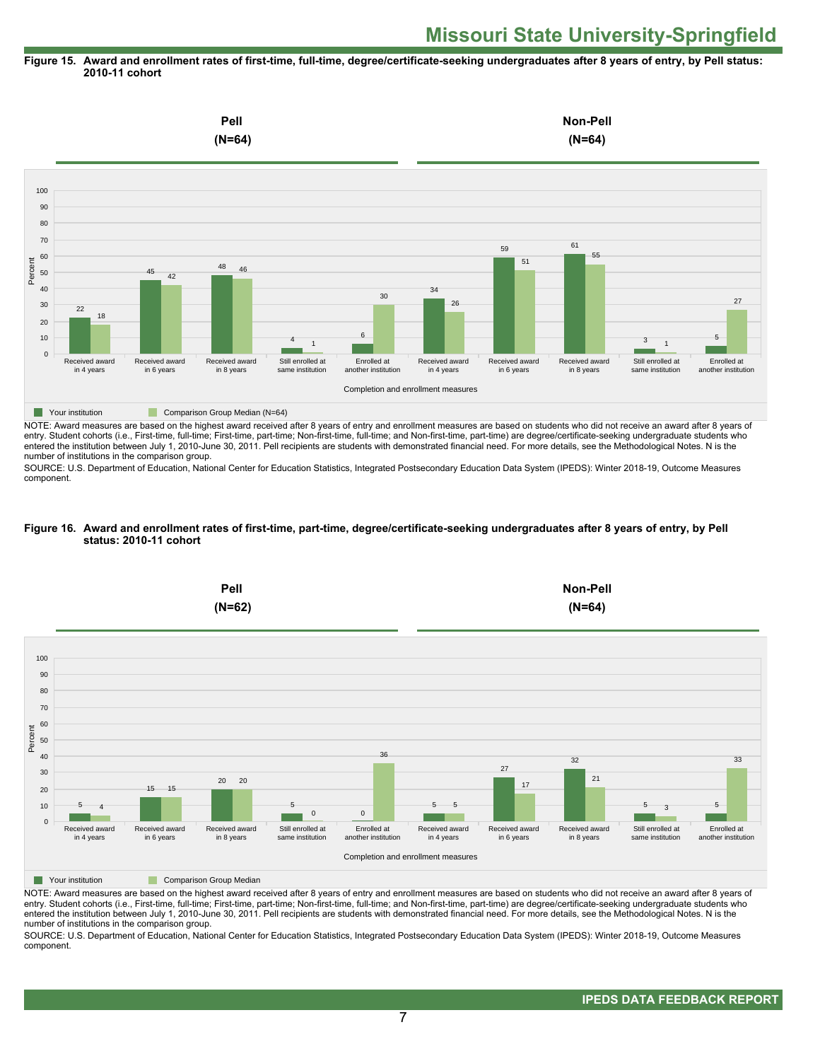# Missouri State University-Springfield

**Figure 15. Award and enrollment rates of first-time, full-time, degree/certificate-seeking undergraduates after 8 years of entry, by Pell status: 2010-11 cohort**

| | Pell (N=64) | | Non-Pell (N=64) | |
|---|---|---|---|---|
| Completion and enrollment measures | Your institution | Comparison Group Median (N=64) | Your institution | Comparison Group Median (N=64) |
| Received award in 4 years | 22 | 18 | 34 | 26 |
| Received award in 6 years | 45 | 42 | 59 | 51 |
| Received award in 8 years | 48 | 46 | 61 | 55 |
| Still enrolled at same institution | 4 | 1 | 3 | 1 |
| Enrolled at another institution | 6 | 30 | 5 | 27 |

NOTE: Award measures are based on the highest award received after 8 years of entry and enrollment measures are based on students who did not receive an award after 8 years of entry. Student cohorts (i.e., First-time, full-time; First-time, part-time; Non-first-time, full-time; and Non-first-time, part-time) are degree/certificate-seeking undergraduate students who entered the institution between July 1, 2010-June 30, 2011. Pell recipients are students with demonstrated financial need. For more details, see the Methodological Notes. N is the number of institutions in the comparison group.

SOURCE: U.S. Department of Education, National Center for Education Statistics, Integrated Postsecondary Education Data System (IPEDS): Winter 2018-19, Outcome Measures component.

**Figure 16. Award and enrollment rates of first-time, part-time, degree/certificate-seeking undergraduates after 8 years of entry, by Pell status: 2010-11 cohort**

| | Pell (N=62) | | Non-Pell (N=64) | |
|---|---|---|---|---|
| Completion and enrollment measures | Your institution | Comparison Group Median | Your institution | Comparison Group Median |
| Received award in 4 years | 5 | 4 | 5 | 5 |
| Received award in 6 years | 15 | 15 | 27 | 17 |
| Received award in 8 years | 20 | 20 | 32 | 21 |
| Still enrolled at same institution | 5 | 0 | 5 | 3 |
| Enrolled at another institution | 0 | 36 | 5 | 33 |

NOTE: Award measures are based on the highest award received after 8 years of entry and enrollment measures are based on students who did not receive an award after 8 years of entry. Student cohorts (i.e., First-time, full-time; First-time, part-time; Non-first-time, full-time; and Non-first-time, part-time) are degree/certificate-seeking undergraduate students who entered the institution between July 1, 2010-June 30, 2011. Pell recipients are students with demonstrated financial need. For more details, see the Methodological Notes. N is the number of institutions in the comparison group.

SOURCE: U.S. Department of Education, National Center for Education Statistics, Integrated Postsecondary Education Data System (IPEDS): Winter 2018-19, Outcome Measures component.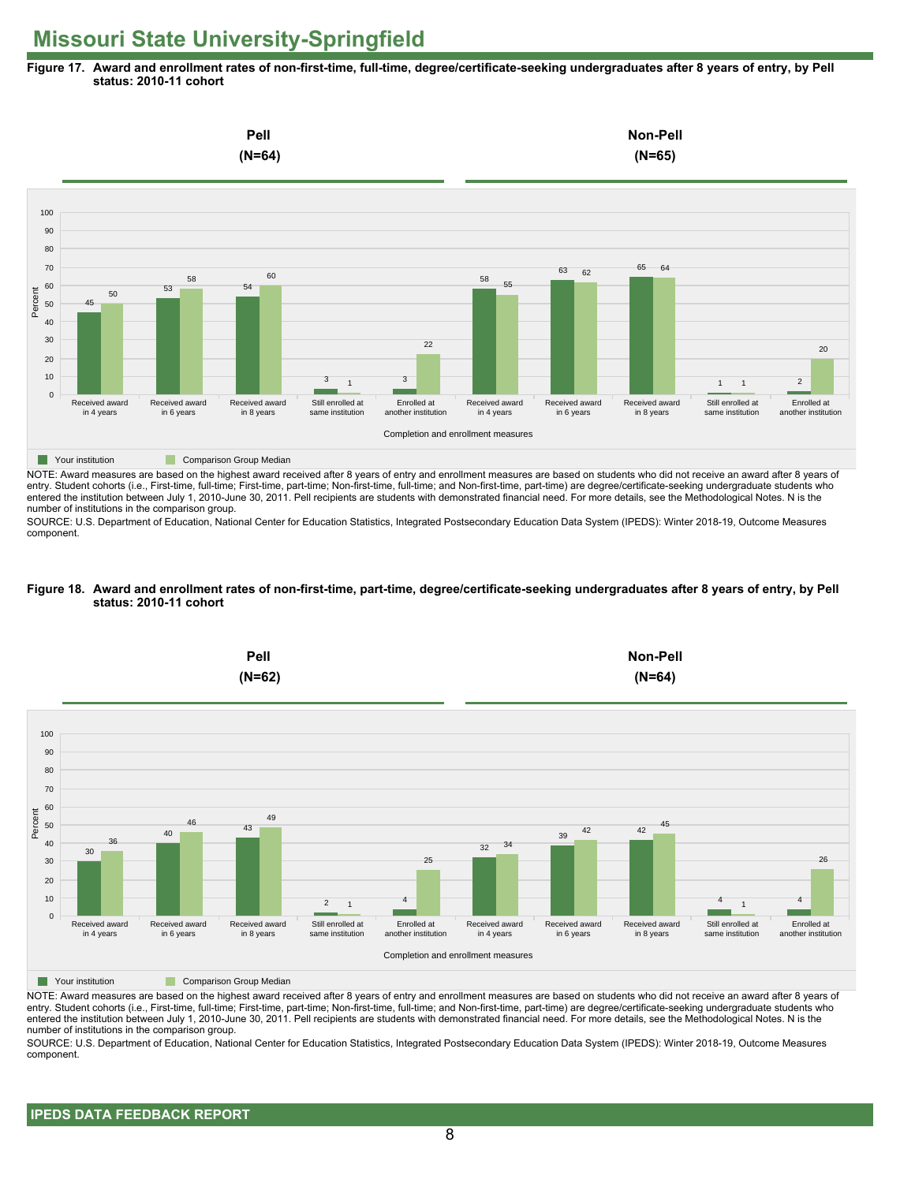# Missouri State University-Springfield

**Figure 17. Award and enrollment rates of non-first-time, full-time, degree/certificate-seeking undergraduates after 8 years of entry, by Pell status: 2010-11 cohort**

| Completion and enrollment measures | Pell (N=64): Your institution | Pell (N=64): Comparison Group Median | Non-Pell (N=65): Your institution | Non-Pell (N=65): Comparison Group Median |
|---|---|---|---|---|
| Received award in 4 years | 45 | 50 | 58 | 55 |
| Received award in 6 years | 53 | 58 | 63 | 62 |
| Received award in 8 years | 54 | 60 | 65 | 64 |
| Still enrolled at same institution | 3 | 1 | 1 | 1 |
| Enrolled at another institution | 3 | 22 | 2 | 20 |

NOTE: Award measures are based on the highest award received after 8 years of entry and enrollment measures are based on students who did not receive an award after 8 years of entry. Student cohorts (i.e., First-time, full-time; First-time, part-time; Non-first-time, full-time; and Non-first-time, part-time) are degree/certificate-seeking undergraduate students who entered the institution between July 1, 2010-June 30, 2011. Pell recipients are students with demonstrated financial need. For more details, see the Methodological Notes. N is the number of institutions in the comparison group.

SOURCE: U.S. Department of Education, National Center for Education Statistics, Integrated Postsecondary Education Data System (IPEDS): Winter 2018-19, Outcome Measures component.

**Figure 18. Award and enrollment rates of non-first-time, part-time, degree/certificate-seeking undergraduates after 8 years of entry, by Pell status: 2010-11 cohort**

| Completion and enrollment measures | Pell (N=62): Your institution | Pell (N=62): Comparison Group Median | Non-Pell (N=64): Your institution | Non-Pell (N=64): Comparison Group Median |
|---|---|---|---|---|
| Received award in 4 years | 30 | 36 | 32 | 34 |
| Received award in 6 years | 40 | 46 | 39 | 42 |
| Received award in 8 years | 43 | 49 | 42 | 45 |
| Still enrolled at same institution | 2 | 1 | 4 | 1 |
| Enrolled at another institution | 4 | 25 | 4 | 26 |

NOTE: Award measures are based on the highest award received after 8 years of entry and enrollment measures are based on students who did not receive an award after 8 years of entry. Student cohorts (i.e., First-time, full-time; First-time, part-time; Non-first-time, full-time; and Non-first-time, part-time) are degree/certificate-seeking undergraduate students who entered the institution between July 1, 2010-June 30, 2011. Pell recipients are students with demonstrated financial need. For more details, see the Methodological Notes. N is the number of institutions in the comparison group.

SOURCE: U.S. Department of Education, National Center for Education Statistics, Integrated Postsecondary Education Data System (IPEDS): Winter 2018-19, Outcome Measures component.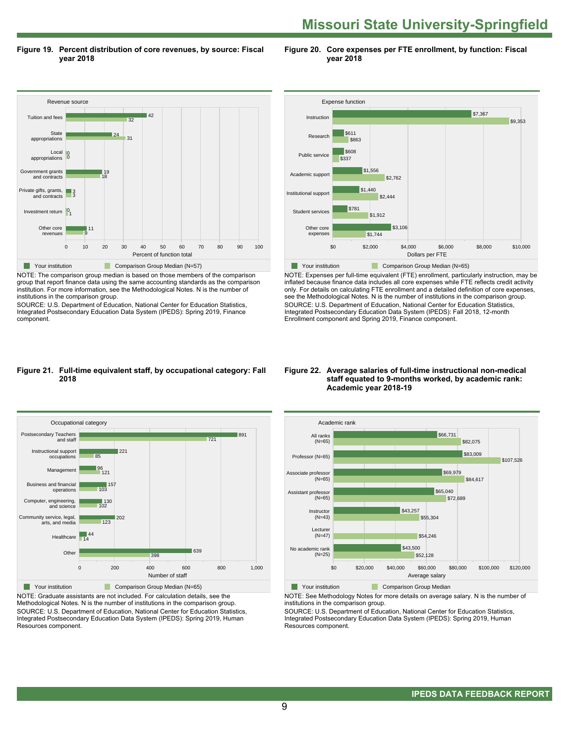# Missouri State University-Springfield

**Figure 19. Percent distribution of core revenues, by source: Fiscal year 2018**

| Revenue source | Your institution | Comparison Group Median (N=57) |
|---|---|---|
| Tuition and fees | 42 | 32 |
| State appropriations | 24 | 31 |
| Local appropriations | 0 | 0 |
| Government grants and contracts | 19 | 18 |
| Private gifts, grants, and contracts | 3 | 3 |
| Investment return | 0 | 1 |
| Other core revenues | 11 | 9 |

Percent of function total

NOTE: The comparison group median is based on those members of the comparison group that report finance data using the same accounting standards as the comparison institution. For more information, see the Methodological Notes. N is the number of institutions in the comparison group.
SOURCE: U.S. Department of Education, National Center for Education Statistics, Integrated Postsecondary Education Data System (IPEDS): Spring 2019, Finance component.

**Figure 20. Core expenses per FTE enrollment, by function: Fiscal year 2018**

| Expense function | Your institution | Comparison Group Median (N=65) |
|---|---|---|
| Instruction | $7,367 | $9,353 |
| Research | $611 | $863 |
| Public service | $608 | $337 |
| Academic support | $1,556 | $2,762 |
| Institutional support | $1,440 | $2,444 |
| Student services | $781 | $1,912 |
| Other core expenses | $3,106 | $1,744 |

Dollars per FTE

NOTE: Expenses per full-time equivalent (FTE) enrollment, particularly instruction, may be inflated because finance data includes all core expenses while FTE reflects credit activity only. For details on calculating FTE enrollment and a detailed definition of core expenses, see the Methodological Notes. N is the number of institutions in the comparison group.
SOURCE: U.S. Department of Education, National Center for Education Statistics, Integrated Postsecondary Education Data System (IPEDS): Fall 2018, 12-month Enrollment component and Spring 2019, Finance component.

**Figure 21. Full-time equivalent staff, by occupational category: Fall 2018**

| Occupational category | Your institution | Comparison Group Median (N=65) |
|---|---|---|
| Postsecondary Teachers and staff | 891 | 721 |
| Instructional support occupations | 221 | 85 |
| Management | 96 | 121 |
| Business and financial operations | 157 | 103 |
| Computer, engineering, and science | 130 | 102 |
| Community service, legal, arts, and media | 202 | 123 |
| Healthcare | 44 | 14 |
| Other | 639 | 398 |

Number of staff

NOTE: Graduate assistants are not included. For calculation details, see the Methodological Notes. N is the number of institutions in the comparison group.
SOURCE: U.S. Department of Education, National Center for Education Statistics, Integrated Postsecondary Education Data System (IPEDS): Spring 2019, Human Resources component.

**Figure 22. Average salaries of full-time instructional non-medical staff equated to 9-months worked, by academic rank: Academic year 2018-19**

| Academic rank | Your institution | Comparison Group Median |
|---|---|---|
| All ranks (N=65) | $66,731 | $82,075 |
| Professor (N=65) | $83,009 | $107,526 |
| Associate professor (N=65) | $69,979 | $84,617 |
| Assistant professor (N=65) | $65,040 | $72,689 |
| Instructor (N=43) | $43,257 | $55,304 |
| Lecturer (N=47) | | $54,246 |
| No academic rank (N=25) | $43,500 | $52,128 |

Average salary

NOTE: See Methodology Notes for more details on average salary. N is the number of institutions in the comparison group.
SOURCE: U.S. Department of Education, National Center for Education Statistics, Integrated Postsecondary Education Data System (IPEDS): Spring 2019, Human Resources component.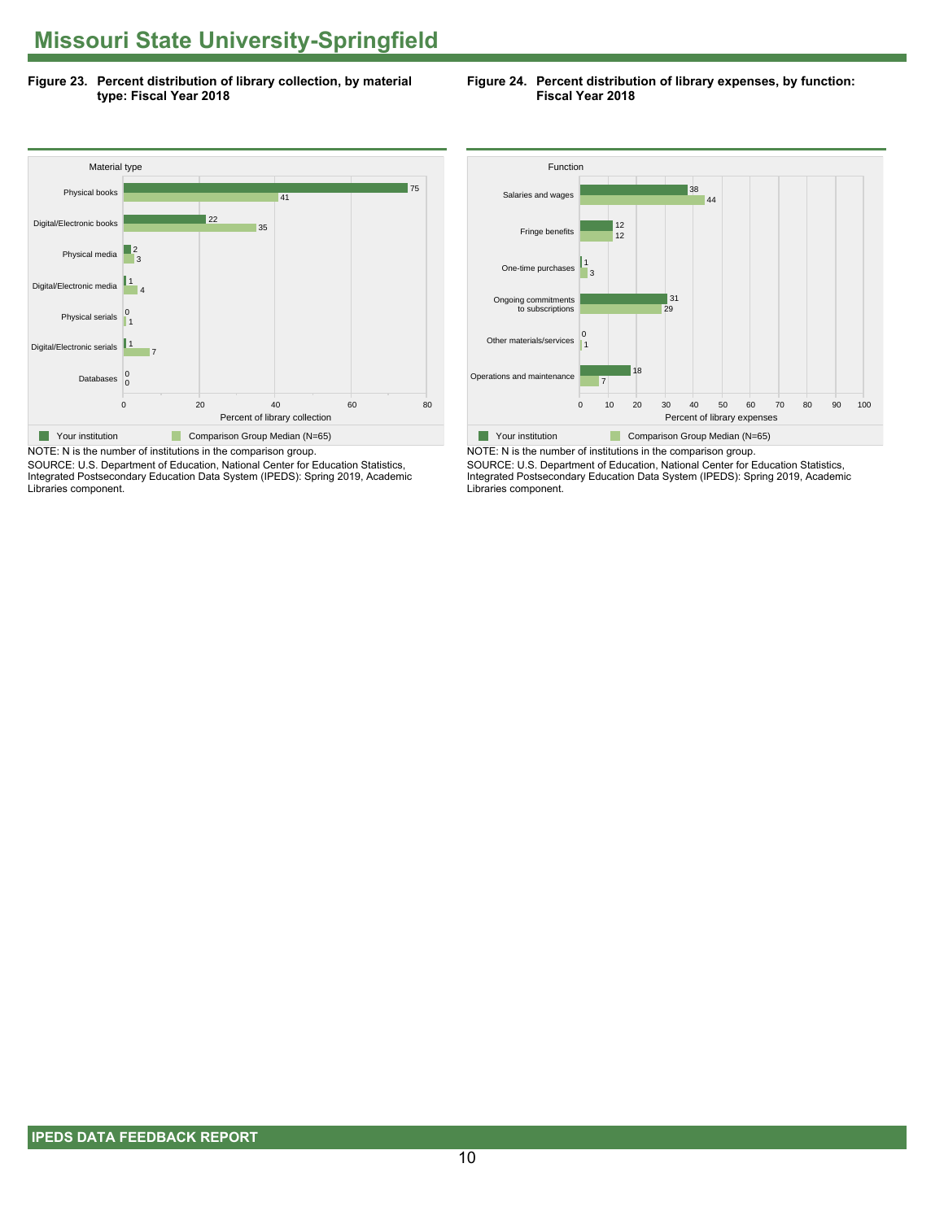# Missouri State University-Springfield

**Figure 23. Percent distribution of library collection, by material type: Fiscal Year 2018**

| Material type | Your institution | Comparison Group Median (N=65) |
|---|---|---|
| Physical books | 75 | 41 |
| Digital/Electronic books | 22 | 35 |
| Physical media | 2 | 3 |
| Digital/Electronic media | 1 | 4 |
| Physical serials | 0 | 1 |
| Digital/Electronic serials | 1 | 7 |
| Databases | 0 | 0 |

Percent of library collection

NOTE: N is the number of institutions in the comparison group.
SOURCE: U.S. Department of Education, National Center for Education Statistics, Integrated Postsecondary Education Data System (IPEDS): Spring 2019, Academic Libraries component.

**Figure 24. Percent distribution of library expenses, by function: Fiscal Year 2018**

| Function | Your institution | Comparison Group Median (N=65) |
|---|---|---|
| Salaries and wages | 38 | 44 |
| Fringe benefits | 12 | 12 |
| One-time purchases | 1 | 3 |
| Ongoing commitments to subscriptions | 31 | 29 |
| Other materials/services | 0 | 1 |
| Operations and maintenance | 18 | 7 |

Percent of library expenses

NOTE: N is the number of institutions in the comparison group.
SOURCE: U.S. Department of Education, National Center for Education Statistics, Integrated Postsecondary Education Data System (IPEDS): Spring 2019, Academic Libraries component.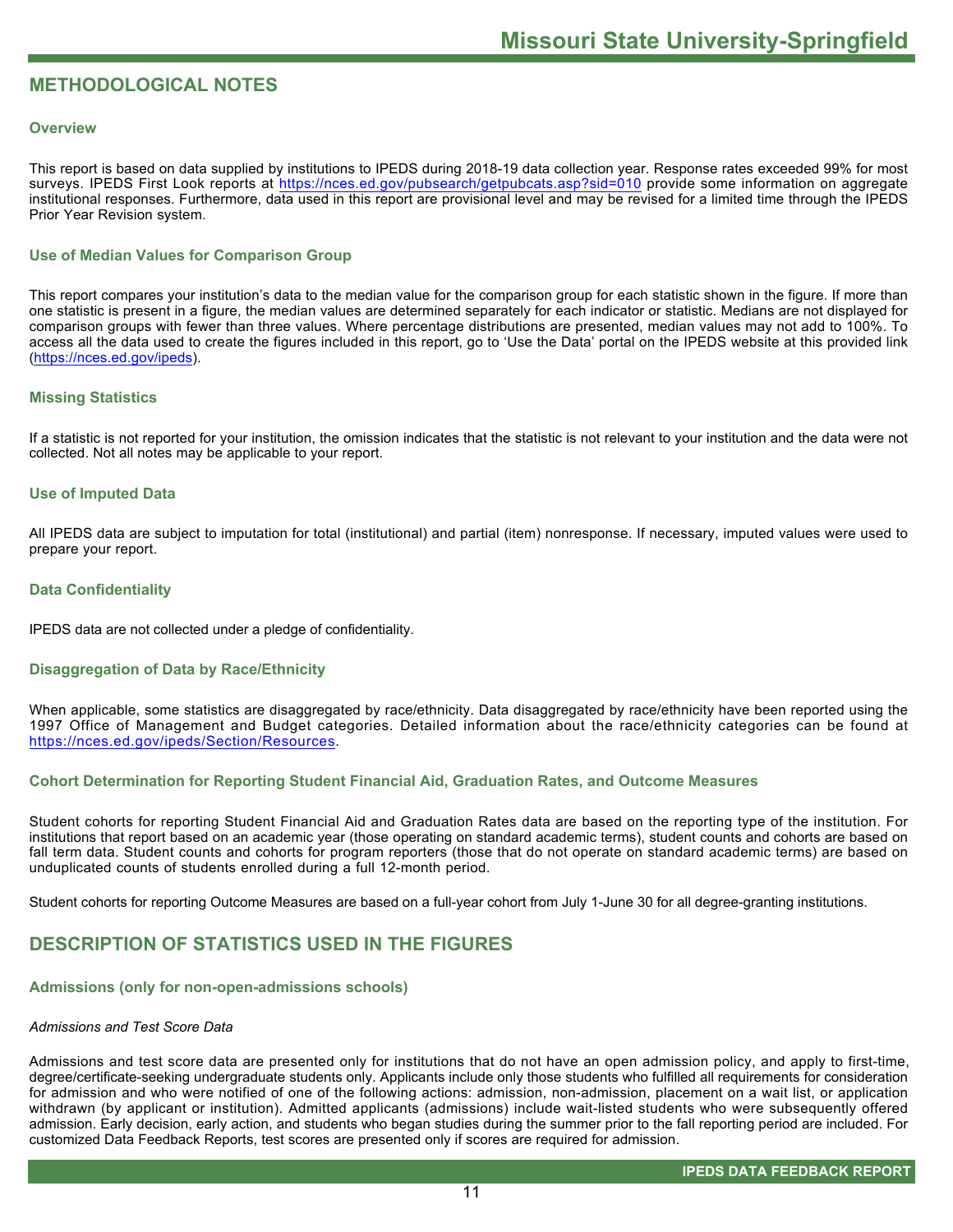## METHODOLOGICAL NOTES

### Overview

This report is based on data supplied by institutions to IPEDS during 2018-19 data collection year. Response rates exceeded 99% for most surveys. IPEDS First Look reports at https://nces.ed.gov/pubsearch/getpubcats.asp?sid=010 provide some information on aggregate institutional responses. Furthermore, data used in this report are provisional level and may be revised for a limited time through the IPEDS Prior Year Revision system.

### Use of Median Values for Comparison Group

This report compares your institution's data to the median value for the comparison group for each statistic shown in the figure. If more than one statistic is present in a figure, the median values are determined separately for each indicator or statistic. Medians are not displayed for comparison groups with fewer than three values. Where percentage distributions are presented, median values may not add to 100%. To access all the data used to create the figures included in this report, go to 'Use the Data' portal on the IPEDS website at this provided link (https://nces.ed.gov/ipeds).

### Missing Statistics

If a statistic is not reported for your institution, the omission indicates that the statistic is not relevant to your institution and the data were not collected. Not all notes may be applicable to your report.

### Use of Imputed Data

All IPEDS data are subject to imputation for total (institutional) and partial (item) nonresponse. If necessary, imputed values were used to prepare your report.

### Data Confidentiality

IPEDS data are not collected under a pledge of confidentiality.

### Disaggregation of Data by Race/Ethnicity

When applicable, some statistics are disaggregated by race/ethnicity. Data disaggregated by race/ethnicity have been reported using the 1997 Office of Management and Budget categories. Detailed information about the race/ethnicity categories can be found at https://nces.ed.gov/ipeds/Section/Resources.

### Cohort Determination for Reporting Student Financial Aid, Graduation Rates, and Outcome Measures

Student cohorts for reporting Student Financial Aid and Graduation Rates data are based on the reporting type of the institution. For institutions that report based on an academic year (those operating on standard academic terms), student counts and cohorts are based on fall term data. Student counts and cohorts for program reporters (those that do not operate on standard academic terms) are based on unduplicated counts of students enrolled during a full 12-month period.

Student cohorts for reporting Outcome Measures are based on a full-year cohort from July 1-June 30 for all degree-granting institutions.

## DESCRIPTION OF STATISTICS USED IN THE FIGURES

### Admissions (only for non-open-admissions schools)

*Admissions and Test Score Data*

Admissions and test score data are presented only for institutions that do not have an open admission policy, and apply to first-time, degree/certificate-seeking undergraduate students only. Applicants include only those students who fulfilled all requirements for consideration for admission and who were notified of one of the following actions: admission, non-admission, placement on a wait list, or application withdrawn (by applicant or institution). Admitted applicants (admissions) include wait-listed students who were subsequently offered admission. Early decision, early action, and students who began studies during the summer prior to the fall reporting period are included. For customized Data Feedback Reports, test scores are presented only if scores are required for admission.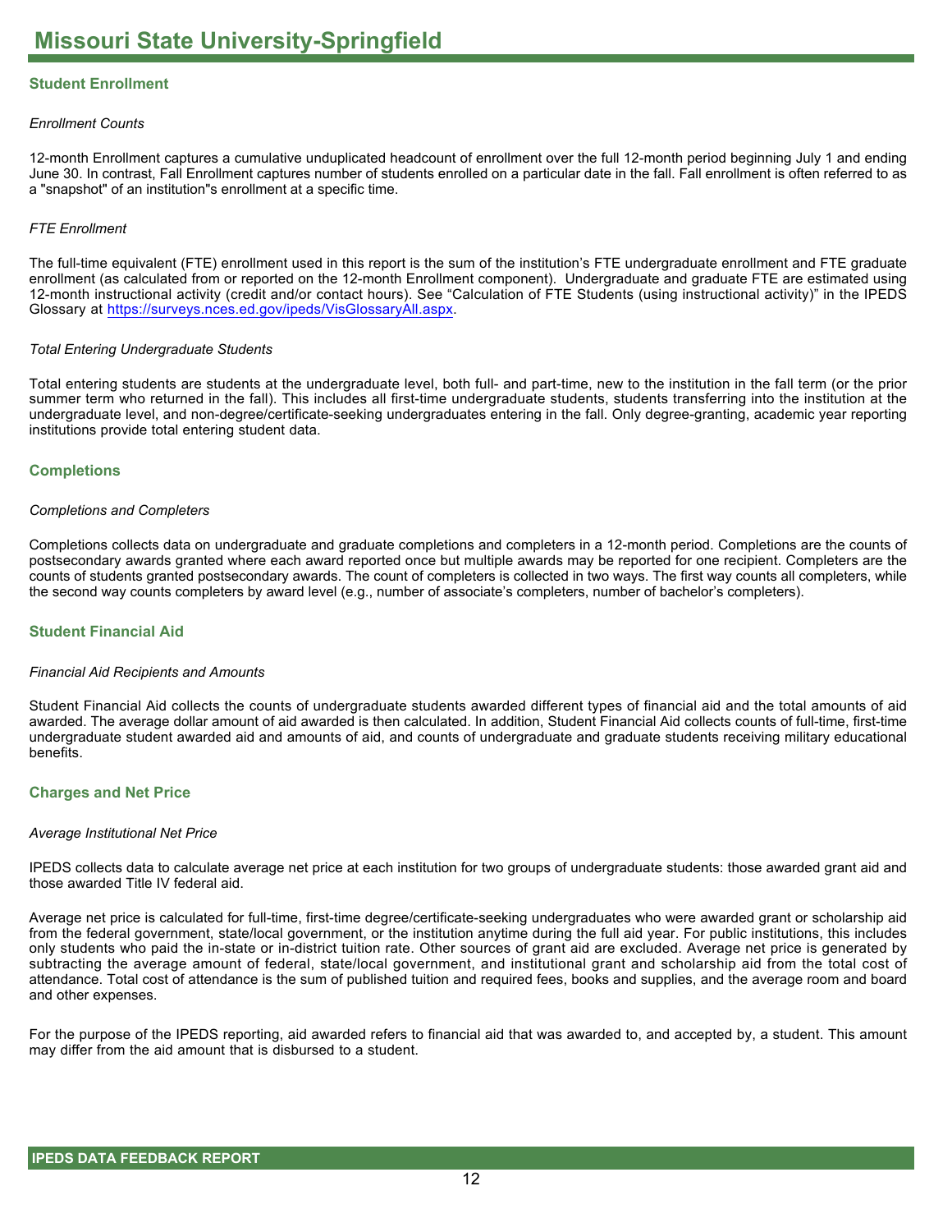# Missouri State University-Springfield

## Student Enrollment

*Enrollment Counts*

12-month Enrollment captures a cumulative unduplicated headcount of enrollment over the full 12-month period beginning July 1 and ending June 30. In contrast, Fall Enrollment captures number of students enrolled on a particular date in the fall. Fall enrollment is often referred to as a "snapshot" of an institution"s enrollment at a specific time.

*FTE Enrollment*

The full-time equivalent (FTE) enrollment used in this report is the sum of the institution’s FTE undergraduate enrollment and FTE graduate enrollment (as calculated from or reported on the 12-month Enrollment component). Undergraduate and graduate FTE are estimated using 12-month instructional activity (credit and/or contact hours). See “Calculation of FTE Students (using instructional activity)” in the IPEDS Glossary at https://surveys.nces.ed.gov/ipeds/VisGlossaryAll.aspx.

*Total Entering Undergraduate Students*

Total entering students are students at the undergraduate level, both full- and part-time, new to the institution in the fall term (or the prior summer term who returned in the fall). This includes all first-time undergraduate students, students transferring into the institution at the undergraduate level, and non-degree/certificate-seeking undergraduates entering in the fall. Only degree-granting, academic year reporting institutions provide total entering student data.

## Completions

*Completions and Completers*

Completions collects data on undergraduate and graduate completions and completers in a 12-month period. Completions are the counts of postsecondary awards granted where each award reported once but multiple awards may be reported for one recipient. Completers are the counts of students granted postsecondary awards. The count of completers is collected in two ways. The first way counts all completers, while the second way counts completers by award level (e.g., number of associate’s completers, number of bachelor’s completers).

## Student Financial Aid

*Financial Aid Recipients and Amounts*

Student Financial Aid collects the counts of undergraduate students awarded different types of financial aid and the total amounts of aid awarded. The average dollar amount of aid awarded is then calculated. In addition, Student Financial Aid collects counts of full-time, first-time undergraduate student awarded aid and amounts of aid, and counts of undergraduate and graduate students receiving military educational benefits.

## Charges and Net Price

*Average Institutional Net Price*

IPEDS collects data to calculate average net price at each institution for two groups of undergraduate students: those awarded grant aid and those awarded Title IV federal aid.

Average net price is calculated for full-time, first-time degree/certificate-seeking undergraduates who were awarded grant or scholarship aid from the federal government, state/local government, or the institution anytime during the full aid year. For public institutions, this includes only students who paid the in-state or in-district tuition rate. Other sources of grant aid are excluded. Average net price is generated by subtracting the average amount of federal, state/local government, and institutional grant and scholarship aid from the total cost of attendance. Total cost of attendance is the sum of published tuition and required fees, books and supplies, and the average room and board and other expenses.

For the purpose of the IPEDS reporting, aid awarded refers to financial aid that was awarded to, and accepted by, a student. This amount may differ from the aid amount that is disbursed to a student.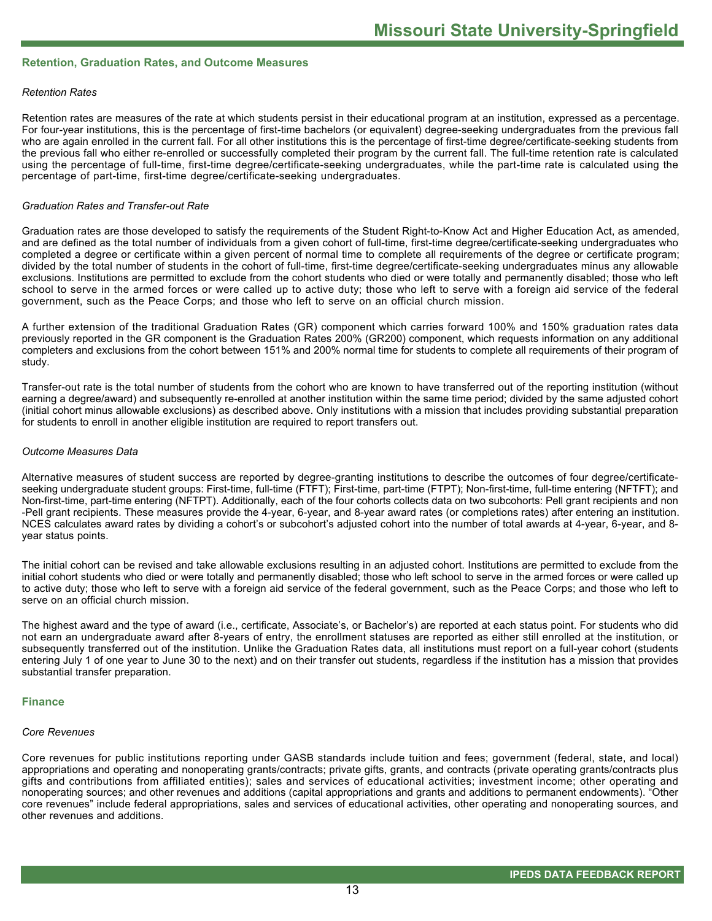## Retention, Graduation Rates, and Outcome Measures

*Retention Rates*

Retention rates are measures of the rate at which students persist in their educational program at an institution, expressed as a percentage. For four-year institutions, this is the percentage of first-time bachelors (or equivalent) degree-seeking undergraduates from the previous fall who are again enrolled in the current fall. For all other institutions this is the percentage of first-time degree/certificate-seeking students from the previous fall who either re-enrolled or successfully completed their program by the current fall. The full-time retention rate is calculated using the percentage of full-time, first-time degree/certificate-seeking undergraduates, while the part-time rate is calculated using the percentage of part-time, first-time degree/certificate-seeking undergraduates.

*Graduation Rates and Transfer-out Rate*

Graduation rates are those developed to satisfy the requirements of the Student Right-to-Know Act and Higher Education Act, as amended, and are defined as the total number of individuals from a given cohort of full-time, first-time degree/certificate-seeking undergraduates who completed a degree or certificate within a given percent of normal time to complete all requirements of the degree or certificate program; divided by the total number of students in the cohort of full-time, first-time degree/certificate-seeking undergraduates minus any allowable exclusions. Institutions are permitted to exclude from the cohort students who died or were totally and permanently disabled; those who left school to serve in the armed forces or were called up to active duty; those who left to serve with a foreign aid service of the federal government, such as the Peace Corps; and those who left to serve on an official church mission.

A further extension of the traditional Graduation Rates (GR) component which carries forward 100% and 150% graduation rates data previously reported in the GR component is the Graduation Rates 200% (GR200) component, which requests information on any additional completers and exclusions from the cohort between 151% and 200% normal time for students to complete all requirements of their program of study.

Transfer-out rate is the total number of students from the cohort who are known to have transferred out of the reporting institution (without earning a degree/award) and subsequently re-enrolled at another institution within the same time period; divided by the same adjusted cohort (initial cohort minus allowable exclusions) as described above. Only institutions with a mission that includes providing substantial preparation for students to enroll in another eligible institution are required to report transfers out.

*Outcome Measures Data*

Alternative measures of student success are reported by degree-granting institutions to describe the outcomes of four degree/certificate-seeking undergraduate student groups: First-time, full-time (FTFT); First-time, part-time (FTPT); Non-first-time, full-time entering (NFTFT); and Non-first-time, part-time entering (NFTPT). Additionally, each of the four cohorts collects data on two subcohorts: Pell grant recipients and non -Pell grant recipients. These measures provide the 4-year, 6-year, and 8-year award rates (or completions rates) after entering an institution. NCES calculates award rates by dividing a cohort's or subcohort's adjusted cohort into the number of total awards at 4-year, 6-year, and 8-year status points.

The initial cohort can be revised and take allowable exclusions resulting in an adjusted cohort. Institutions are permitted to exclude from the initial cohort students who died or were totally and permanently disabled; those who left school to serve in the armed forces or were called up to active duty; those who left to serve with a foreign aid service of the federal government, such as the Peace Corps; and those who left to serve on an official church mission.

The highest award and the type of award (i.e., certificate, Associate's, or Bachelor's) are reported at each status point. For students who did not earn an undergraduate award after 8-years of entry, the enrollment statuses are reported as either still enrolled at the institution, or subsequently transferred out of the institution. Unlike the Graduation Rates data, all institutions must report on a full-year cohort (students entering July 1 of one year to June 30 to the next) and on their transfer out students, regardless if the institution has a mission that provides substantial transfer preparation.

## Finance

*Core Revenues*

Core revenues for public institutions reporting under GASB standards include tuition and fees; government (federal, state, and local) appropriations and operating and nonoperating grants/contracts; private gifts, grants, and contracts (private operating grants/contracts plus gifts and contributions from affiliated entities); sales and services of educational activities; investment income; other operating and nonoperating sources; and other revenues and additions (capital appropriations and grants and additions to permanent endowments). "Other core revenues" include federal appropriations, sales and services of educational activities, other operating and nonoperating sources, and other revenues and additions.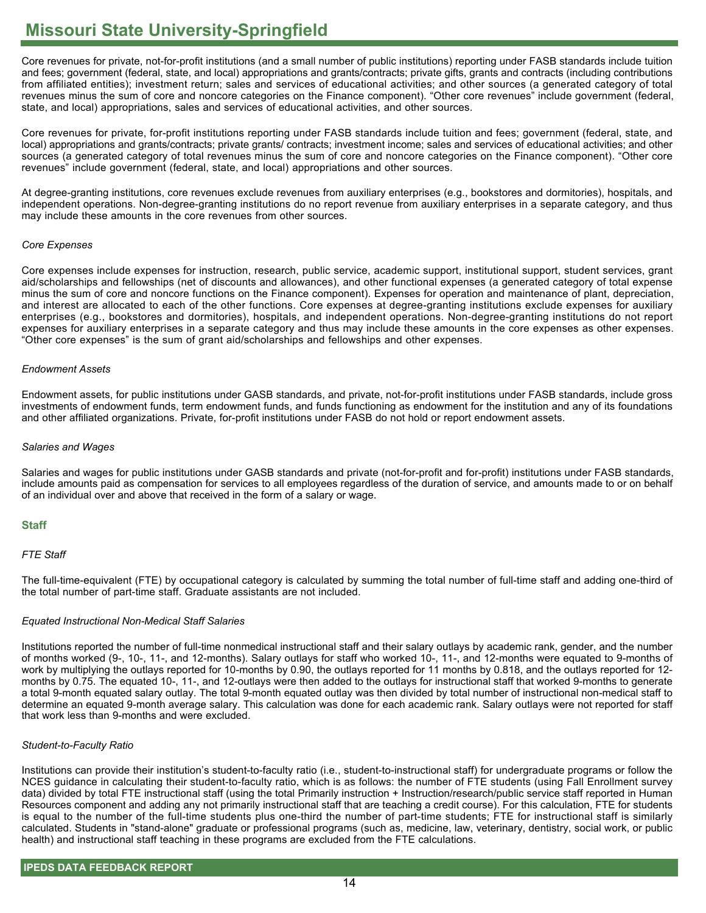Core revenues for private, not-for-profit institutions (and a small number of public institutions) reporting under FASB standards include tuition and fees; government (federal, state, and local) appropriations and grants/contracts; private gifts, grants and contracts (including contributions from affiliated entities); investment return; sales and services of educational activities; and other sources (a generated category of total revenues minus the sum of core and noncore categories on the Finance component). “Other core revenues” include government (federal, state, and local) appropriations, sales and services of educational activities, and other sources.

Core revenues for private, for-profit institutions reporting under FASB standards include tuition and fees; government (federal, state, and local) appropriations and grants/contracts; private grants/ contracts; investment income; sales and services of educational activities; and other sources (a generated category of total revenues minus the sum of core and noncore categories on the Finance component). “Other core revenues” include government (federal, state, and local) appropriations and other sources.

At degree-granting institutions, core revenues exclude revenues from auxiliary enterprises (e.g., bookstores and dormitories), hospitals, and independent operations. Non-degree-granting institutions do no report revenue from auxiliary enterprises in a separate category, and thus may include these amounts in the core revenues from other sources.

*Core Expenses*

Core expenses include expenses for instruction, research, public service, academic support, institutional support, student services, grant aid/scholarships and fellowships (net of discounts and allowances), and other functional expenses (a generated category of total expense minus the sum of core and noncore functions on the Finance component). Expenses for operation and maintenance of plant, depreciation, and interest are allocated to each of the other functions. Core expenses at degree-granting institutions exclude expenses for auxiliary enterprises (e.g., bookstores and dormitories), hospitals, and independent operations. Non-degree-granting institutions do not report expenses for auxiliary enterprises in a separate category and thus may include these amounts in the core expenses as other expenses. “Other core expenses” is the sum of grant aid/scholarships and fellowships and other expenses.

*Endowment Assets*

Endowment assets, for public institutions under GASB standards, and private, not-for-profit institutions under FASB standards, include gross investments of endowment funds, term endowment funds, and funds functioning as endowment for the institution and any of its foundations and other affiliated organizations. Private, for-profit institutions under FASB do not hold or report endowment assets.

*Salaries and Wages*

Salaries and wages for public institutions under GASB standards and private (not-for-profit and for-profit) institutions under FASB standards, include amounts paid as compensation for services to all employees regardless of the duration of service, and amounts made to or on behalf of an individual over and above that received in the form of a salary or wage.

## Staff

*FTE Staff*

The full-time-equivalent (FTE) by occupational category is calculated by summing the total number of full-time staff and adding one-third of the total number of part-time staff. Graduate assistants are not included.

*Equated Instructional Non-Medical Staff Salaries*

Institutions reported the number of full-time nonmedical instructional staff and their salary outlays by academic rank, gender, and the number of months worked (9-, 10-, 11-, and 12-months). Salary outlays for staff who worked 10-, 11-, and 12-months were equated to 9-months of work by multiplying the outlays reported for 10-months by 0.90, the outlays reported for 11 months by 0.818, and the outlays reported for 12-months by 0.75. The equated 10-, 11-, and 12-outlays were then added to the outlays for instructional staff that worked 9-months to generate a total 9-month equated salary outlay. The total 9-month equated outlay was then divided by total number of instructional non-medical staff to determine an equated 9-month average salary. This calculation was done for each academic rank. Salary outlays were not reported for staff that work less than 9-months and were excluded.

*Student-to-Faculty Ratio*

Institutions can provide their institution’s student-to-faculty ratio (i.e., student-to-instructional staff) for undergraduate programs or follow the NCES guidance in calculating their student-to-faculty ratio, which is as follows: the number of FTE students (using Fall Enrollment survey data) divided by total FTE instructional staff (using the total Primarily instruction + Instruction/research/public service staff reported in Human Resources component and adding any not primarily instructional staff that are teaching a credit course). For this calculation, FTE for students is equal to the number of the full-time students plus one-third the number of part-time students; FTE for instructional staff is similarly calculated. Students in "stand-alone" graduate or professional programs (such as, medicine, law, veterinary, dentistry, social work, or public health) and instructional staff teaching in these programs are excluded from the FTE calculations.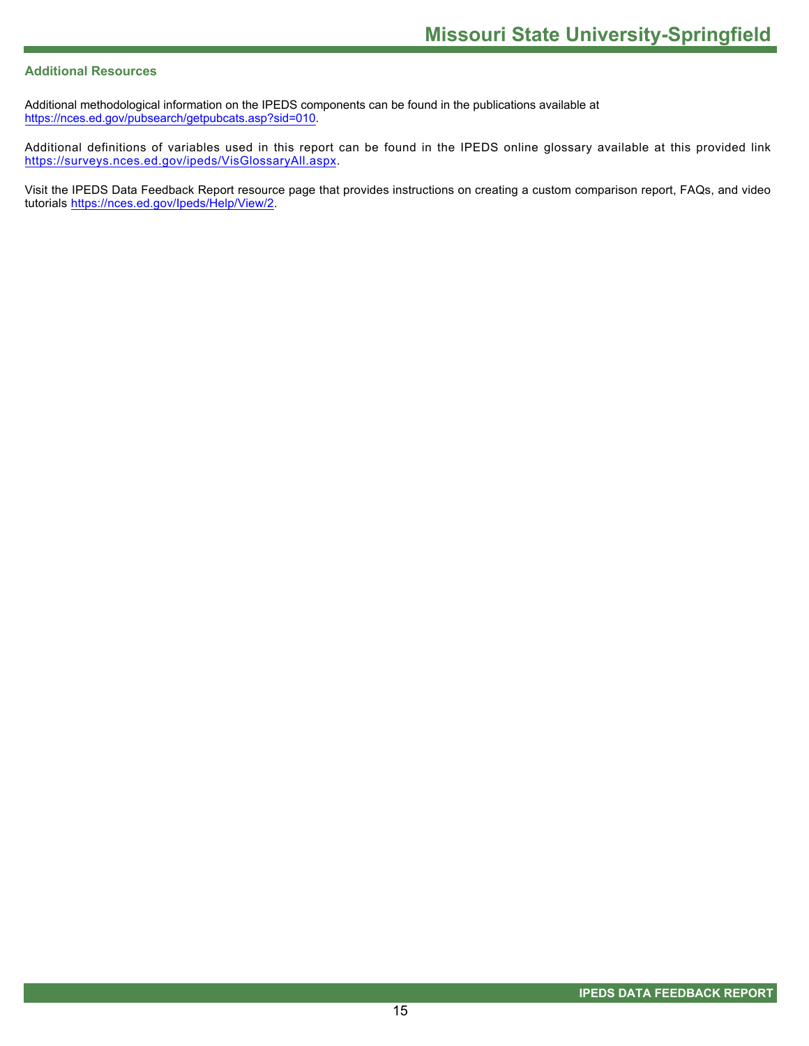## Additional Resources

Additional methodological information on the IPEDS components can be found in the publications available at https://nces.ed.gov/pubsearch/getpubcats.asp?sid=010.

Additional definitions of variables used in this report can be found in the IPEDS online glossary available at this provided link https://surveys.nces.ed.gov/ipeds/VisGlossaryAll.aspx.

Visit the IPEDS Data Feedback Report resource page that provides instructions on creating a custom comparison report, FAQs, and video tutorials https://nces.ed.gov/Ipeds/Help/View/2.